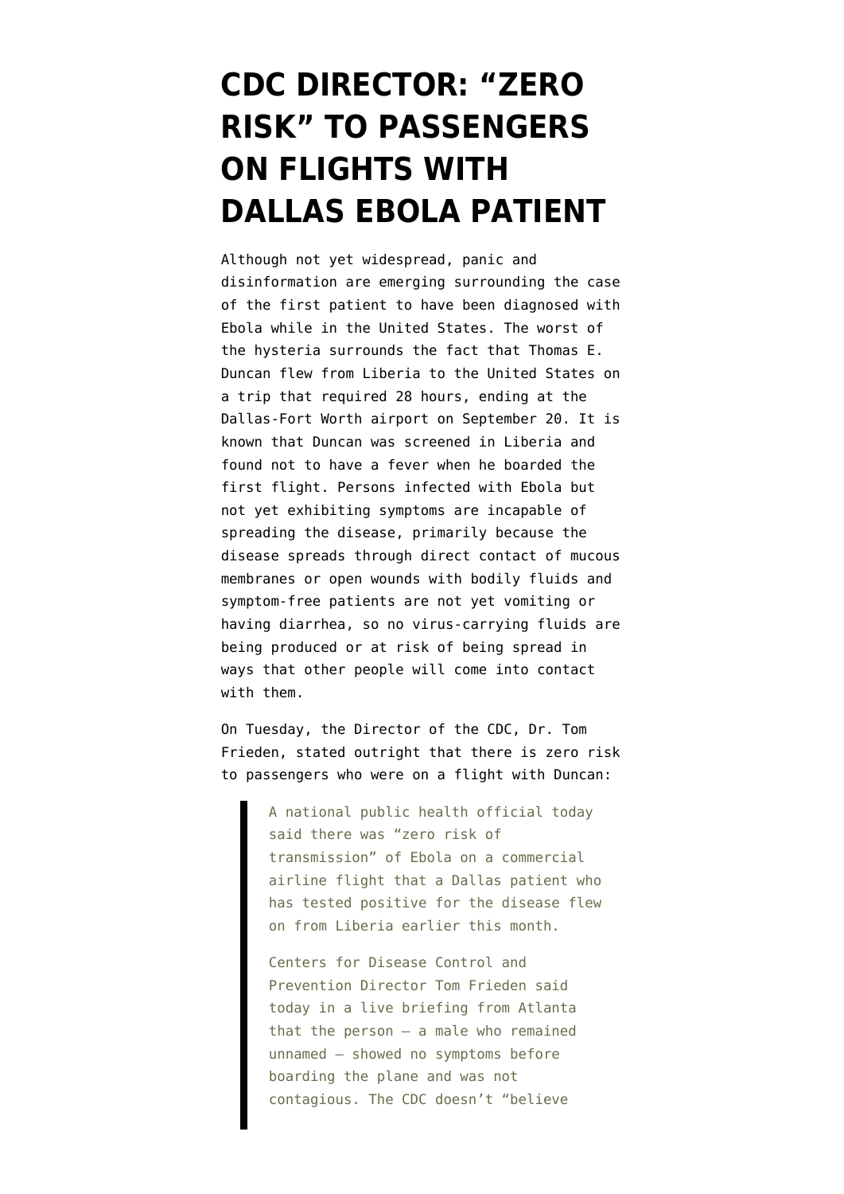# CDC DIRECTOR: "ZERO RISK" TO PASSENGERS ON FLIGHTS WITH DALLAS EBOLA PATIENT

Although not yet widespread, panic and disinformation are emerging surrounding the case of the first patient to have been diagnosed with Ebola while in the United States. The worst of the hysteria surrounds the fact that Thomas E. Duncan flew from Liberia to the United States on a trip that required 28 hours, ending at the Dallas-Fort Worth airport on September 20. It is known that Duncan was screened in Liberia and found not to have a fever when he boarded the first flight. Persons infected with Ebola but not yet exhibiting symptoms are incapable of spreading the disease, primarily because the disease spreads through direct contact of mucous membranes or open wounds with bodily fluids and symptom-free patients are not yet vomiting or having diarrhea, so no virus-carrying fluids are being produced or at risk of being spread in ways that other people will come into contact with them.

On Tuesday, the Director of the CDC, Dr. Tom Frieden, stated outright that there is zero risk to passengers who were on a flight with Duncan:

> A national public health official today said there was "zero risk of transmission" of Ebola on a commercial airline flight that a Dallas patient who has tested positive for the disease flew on from Liberia earlier this month.
>
> Centers for Disease Control and Prevention Director Tom Frieden said today in a live briefing from Atlanta that the person — a male who remained unnamed — showed no symptoms before boarding the plane and was not contagious. The CDC doesn't "believe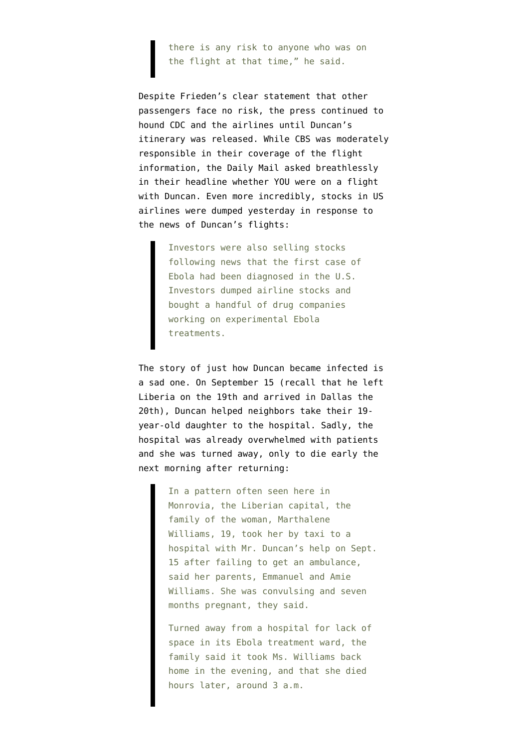> there is any risk to anyone who was on the flight at that time," he said.

Despite Frieden's clear statement that other passengers face no risk, the press continued to hound CDC and the airlines until Duncan's itinerary was released. While CBS was moderately responsible in their coverage of the flight information, the Daily Mail asked breathlessly in their headline whether YOU were on a flight with Duncan. Even more incredibly, stocks in US airlines were dumped yesterday in response to the news of Duncan's flights:

> Investors were also selling stocks following news that the first case of Ebola had been diagnosed in the U.S. Investors dumped airline stocks and bought a handful of drug companies working on experimental Ebola treatments.

The story of just how Duncan became infected is a sad one. On September 15 (recall that he left Liberia on the 19th and arrived in Dallas the 20th), Duncan helped neighbors take their 19-year-old daughter to the hospital. Sadly, the hospital was already overwhelmed with patients and she was turned away, only to die early the next morning after returning:

> In a pattern often seen here in Monrovia, the Liberian capital, the family of the woman, Marthalene Williams, 19, took her by taxi to a hospital with Mr. Duncan's help on Sept. 15 after failing to get an ambulance, said her parents, Emmanuel and Amie Williams. She was convulsing and seven months pregnant, they said.
>
> Turned away from a hospital for lack of space in its Ebola treatment ward, the family said it took Ms. Williams back home in the evening, and that she died hours later, around 3 a.m.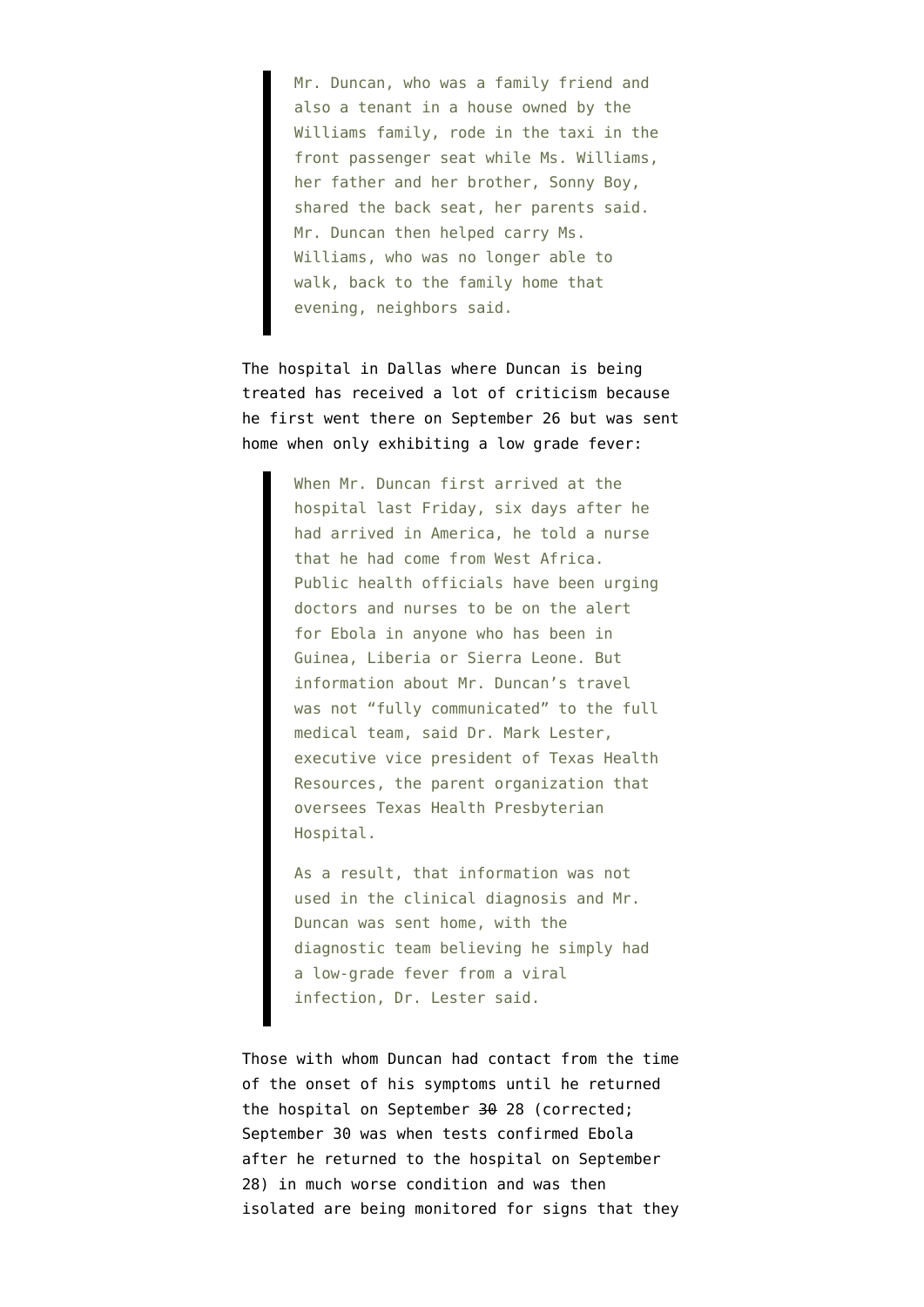> Mr. Duncan, who was a family friend and also a tenant in a house owned by the Williams family, rode in the taxi in the front passenger seat while Ms. Williams, her father and her brother, Sonny Boy, shared the back seat, her parents said. Mr. Duncan then helped carry Ms. Williams, who was no longer able to walk, back to the family home that evening, neighbors said.

The hospital in Dallas where Duncan is being treated has received a lot of criticism because he first went there on September 26 but was sent home when only exhibiting a low grade fever:

> When Mr. Duncan first arrived at the hospital last Friday, six days after he had arrived in America, he told a nurse that he had come from West Africa. Public health officials have been urging doctors and nurses to be on the alert for Ebola in anyone who has been in Guinea, Liberia or Sierra Leone. But information about Mr. Duncan's travel was not "fully communicated" to the full medical team, said Dr. Mark Lester, executive vice president of Texas Health Resources, the parent organization that oversees Texas Health Presbyterian Hospital.
>
> As a result, that information was not used in the clinical diagnosis and Mr. Duncan was sent home, with the diagnostic team believing he simply had a low-grade fever from a viral infection, Dr. Lester said.

Those with whom Duncan had contact from the time of the onset of his symptoms until he returned the hospital on September ~~30~~ 28 (corrected; September 30 was when tests confirmed Ebola after he returned to the hospital on September 28) in much worse condition and was then isolated are being monitored for signs that they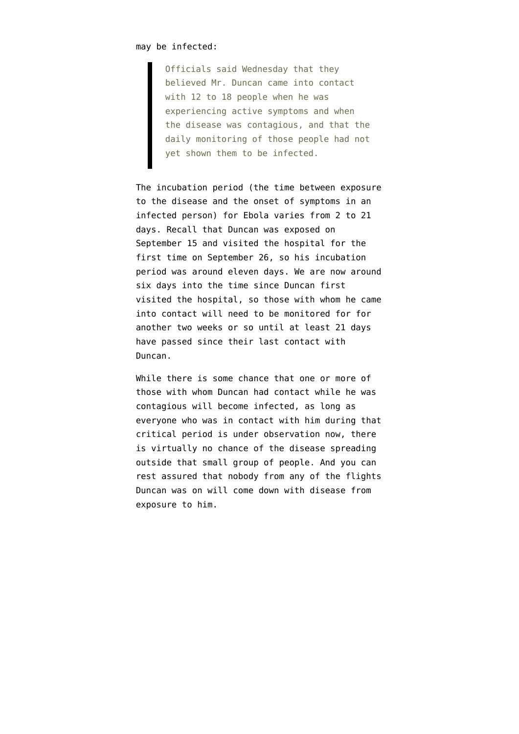may be infected:

> Officials said Wednesday that they believed Mr. Duncan came into contact with 12 to 18 people when he was experiencing active symptoms and when the disease was contagious, and that the daily monitoring of those people had not yet shown them to be infected.

The incubation period (the time between exposure to the disease and the onset of symptoms in an infected person) for Ebola varies from 2 to 21 days. Recall that Duncan was exposed on September 15 and visited the hospital for the first time on September 26, so his incubation period was around eleven days. We are now around six days into the time since Duncan first visited the hospital, so those with whom he came into contact will need to be monitored for for another two weeks or so until at least 21 days have passed since their last contact with Duncan.

While there is some chance that one or more of those with whom Duncan had contact while he was contagious will become infected, as long as everyone who was in contact with him during that critical period is under observation now, there is virtually no chance of the disease spreading outside that small group of people. And you can rest assured that nobody from any of the flights Duncan was on will come down with disease from exposure to him.